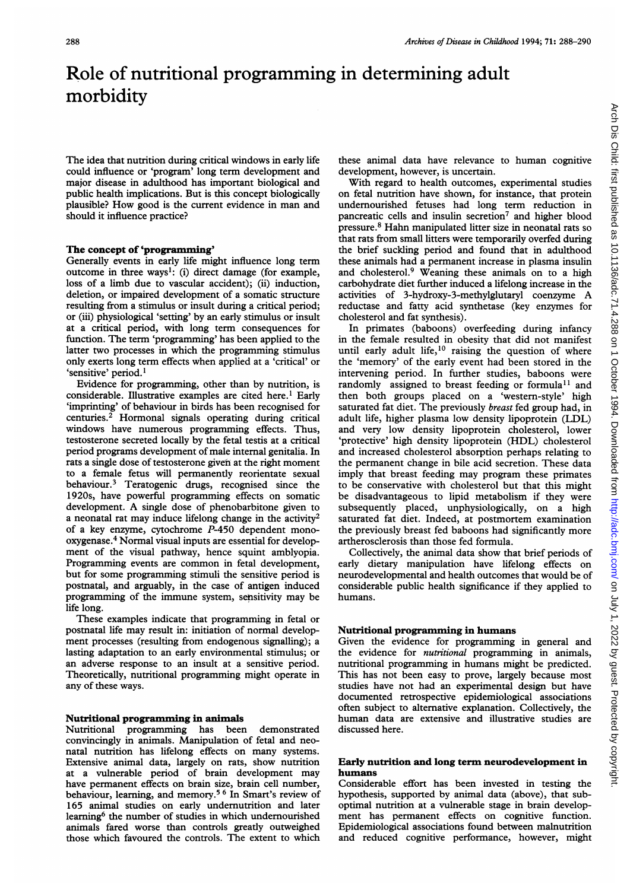# Role of nutritional programming in determining adult morbidity

The idea that nutrition during critical windows in early life could influence or 'program' long term development and major disease in adulthood has important biological and public health implications. But is this concept biologically plausible? How good is the current evidence in man and should it influence practice?

## The concept of 'programming'

Generally events in early life might influence long term outcome in three ways[1]: (i) direct damage (for example, loss of a limb due to vascular accident); (ii) induction, deletion, or impaired development of a somatic structure resulting from a stimulus or insult during a critical period; or (iii) physiological 'setting' by an early stimulus or insult at a critical period, with long term consequences for function. The term 'programming' has been applied to the latter two processes in which the programming stimulus only exerts long term effects when applied at a 'critical' or 'sensitive' period.[1]

Evidence for programming, other than by nutrition, is considerable. Illustrative examples are cited here.[1] Early 'imprinting' of behaviour in birds has been recognised for centuries.[2] Hormonal signals operating during critical windows have numerous programming effects. Thus, testosterone secreted locally by the fetal testis at a critical period programs development of male internal genitalia. In rats a single dose of testosterone given at the right moment to a female fetus will permanently reorientate sexual behaviour.[3] Teratogenic drugs, recognised since the 1920s, have powerful programming effects on somatic development. A single dose of phenobarbitone given to a neonatal rat may induce lifelong change in the activity[2] of a key enzyme, cytochrome *P*-450 dependent monooxygenase.[4] Normal visual inputs are essential for development of the visual pathway, hence squint amblyopia. Programming events are common in fetal development, but for some programming stimuli the sensitive period is postnatal, and arguably, in the case of antigen induced programming of the immune system, sensitivity may be life long.

These examples indicate that programming in fetal or postnatal life may result in: initiation of normal development processes (resulting from endogenous signalling); a lasting adaptation to an early environmental stimulus; or an adverse response to an insult at a sensitive period. Theoretically, nutritional programming might operate in any of these ways.

## Nutritional programming in animals

Nutritional programming has been demonstrated convincingly in animals. Manipulation of fetal and neonatal nutrition has lifelong effects on many systems. Extensive animal data, largely on rats, show nutrition at a vulnerable period of brain development may have permanent effects on brain size, brain cell number, behaviour, learning, and memory.[5,6] In Smart's review of 165 animal studies on early undernutrition and later learning[6] the number of studies in which undernourished animals fared worse than controls greatly outweighed those which favoured the controls. The extent to which these animal data have relevance to human cognitive development, however, is uncertain.

With regard to health outcomes, experimental studies on fetal nutrition have shown, for instance, that protein undernourished fetuses had long term reduction in pancreatic cells and insulin secretion[7] and higher blood pressure.[8] Hahn manipulated litter size in neonatal rats so that rats from small litters were temporarily overfed during the brief suckling period and found that in adulthood these animals had a permanent increase in plasma insulin and cholesterol.[9] Weaning these animals on to a high carbohydrate diet further induced a lifelong increase in the activities of 3-hydroxy-3-methylglutaryl coenzyme A reductase and fatty acid synthetase (key enzymes for cholesterol and fat synthesis).

In primates (baboons) overfeeding during infancy in the female resulted in obesity that did not manifest until early adult life,[10] raising the question of where the 'memory' of the early event had been stored in the intervening period. In further studies, baboons were randomly assigned to breast feeding or formula[11] and then both groups placed on a 'western-style' high saturated fat diet. The previously *breast* fed group had, in adult life, higher plasma low density lipoprotein (LDL) and very low density lipoprotein cholesterol, lower 'protective' high density lipoprotein (HDL) cholesterol and increased cholesterol absorption perhaps relating to the permanent change in bile acid secretion. These data imply that breast feeding may program these primates to be conservative with cholesterol but that this might be disadvantageous to lipid metabolism if they were subsequently placed, unphysiologically, on a high saturated fat diet. Indeed, at postmortem examination the previously breast fed baboons had significantly more artherosclerosis than those fed formula.

Collectively, the animal data show that brief periods of early dietary manipulation have lifelong effects on neurodevelopmental and health outcomes that would be of considerable public health significance if they applied to humans.

## Nutritional programming in humans

Given the evidence for programming in general and the evidence for *nutritional* programming in animals, nutritional programming in humans might be predicted. This has not been easy to prove, largely because most studies have not had an experimental design but have documented retrospective epidemiological associations often subject to alternative explanation. Collectively, the human data are extensive and illustrative studies are discussed here.

## Early nutrition and long term neurodevelopment in humans

Considerable effort has been invested in testing the hypothesis, supported by animal data (above), that suboptimal nutrition at a vulnerable stage in brain development has permanent effects on cognitive function. Epidemiological associations found between malnutrition and reduced cognitive performance, however, might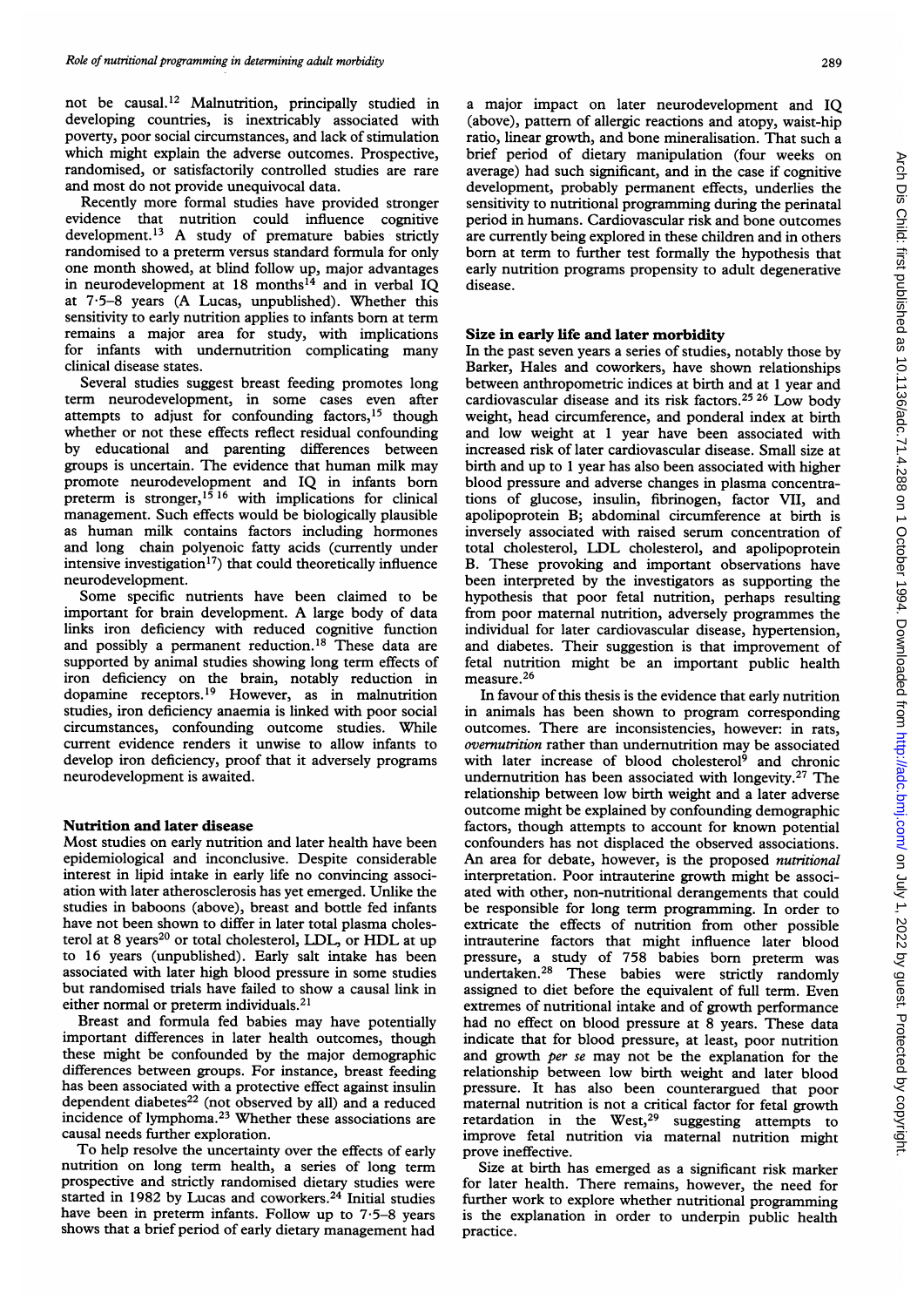not be causal.[12] Malnutrition, principally studied in developing countries, is inextricably associated with poverty, poor social circumstances, and lack of stimulation which might explain the adverse outcomes. Prospective, randomised, or satisfactorily controlled studies are rare and most do not provide unequivocal data.

Recently more formal studies have provided stronger evidence that nutrition could influence cognitive development.[13] A study of premature babies strictly randomised to a preterm versus standard formula for only one month showed, at blind follow up, major advantages in neurodevelopment at 18 months[14] and in verbal IQ at 7·5–8 years (A Lucas, unpublished). Whether this sensitivity to early nutrition applies to infants born at term remains a major area for study, with implications for infants with undernutrition complicating many clinical disease states.

Several studies suggest breast feeding promotes long term neurodevelopment, in some cases even after attempts to adjust for confounding factors,[15] though whether or not these effects reflect residual confounding by educational and parenting differences between groups is uncertain. The evidence that human milk may promote neurodevelopment and IQ in infants born preterm is stronger,[15 16] with implications for clinical management. Such effects would be biologically plausible as human milk contains factors including hormones and long chain polyenoic fatty acids (currently under intensive investigation[17]) that could theoretically influence neurodevelopment.

Some specific nutrients have been claimed to be important for brain development. A large body of data links iron deficiency with reduced cognitive function and possibly a permanent reduction.[18] These data are supported by animal studies showing long term effects of iron deficiency on the brain, notably reduction in dopamine receptors.[19] However, as in malnutrition studies, iron deficiency anaemia is linked with poor social circumstances, confounding outcome studies. While current evidence renders it unwise to allow infants to develop iron deficiency, proof that it adversely programs neurodevelopment is awaited.

## Nutrition and later disease

Most studies on early nutrition and later health have been epidemiological and inconclusive. Despite considerable interest in lipid intake in early life no convincing association with later atherosclerosis has yet emerged. Unlike the studies in baboons (above), breast and bottle fed infants have not been shown to differ in later total plasma cholesterol at 8 years[20] or total cholesterol, LDL, or HDL at up to 16 years (unpublished). Early salt intake has been associated with later high blood pressure in some studies but randomised trials have failed to show a causal link in either normal or preterm individuals.[21]

Breast and formula fed babies may have potentially important differences in later health outcomes, though these might be confounded by the major demographic differences between groups. For instance, breast feeding has been associated with a protective effect against insulin dependent diabetes[22] (not observed by all) and a reduced incidence of lymphoma.[23] Whether these associations are causal needs further exploration.

To help resolve the uncertainty over the effects of early nutrition on long term health, a series of long term prospective and strictly randomised dietary studies were started in 1982 by Lucas and coworkers.[24] Initial studies have been in preterm infants. Follow up to 7·5–8 years shows that a brief period of early dietary management had a major impact on later neurodevelopment and IQ (above), pattern of allergic reactions and atopy, waist-hip ratio, linear growth, and bone mineralisation. That such a brief period of dietary manipulation (four weeks on average) had such significant, and in the case if cognitive development, probably permanent effects, underlies the sensitivity to nutritional programming during the perinatal period in humans. Cardiovascular risk and bone outcomes are currently being explored in these children and in others born at term to further test formally the hypothesis that early nutrition programs propensity to adult degenerative disease.

## Size in early life and later morbidity

In the past seven years a series of studies, notably those by Barker, Hales and coworkers, have shown relationships between anthropometric indices at birth and at 1 year and cardiovascular disease and its risk factors.[25 26] Low body weight, head circumference, and ponderal index at birth and low weight at 1 year have been associated with increased risk of later cardiovascular disease. Small size at birth and up to 1 year has also been associated with higher blood pressure and adverse changes in plasma concentrations of glucose, insulin, fibrinogen, factor VII, and apolipoprotein B; abdominal circumference at birth is inversely associated with raised serum concentration of total cholesterol, LDL cholesterol, and apolipoprotein B. These provoking and important observations have been interpreted by the investigators as supporting the hypothesis that poor fetal nutrition, perhaps resulting from poor maternal nutrition, adversely programmes the individual for later cardiovascular disease, hypertension, and diabetes. Their suggestion is that improvement of fetal nutrition might be an important public health measure.[26]

In favour of this thesis is the evidence that early nutrition in animals has been shown to program corresponding outcomes. There are inconsistencies, however: in rats, *overnutrition* rather than undernutrition may be associated with later increase of blood cholesterol[9] and chronic undernutrition has been associated with longevity.[27] The relationship between low birth weight and a later adverse outcome might be explained by confounding demographic factors, though attempts to account for known potential confounders has not displaced the observed associations. An area for debate, however, is the proposed *nutritional* interpretation. Poor intrauterine growth might be associated with other, non-nutritional derangements that could be responsible for long term programming. In order to extricate the effects of nutrition from other possible intrauterine factors that might influence later blood pressure, a study of 758 babies born preterm was undertaken.[28] These babies were strictly randomly assigned to diet before the equivalent of full term. Even extremes of nutritional intake and of growth performance had no effect on blood pressure at 8 years. These data indicate that for blood pressure, at least, poor nutrition and growth *per se* may not be the explanation for the relationship between low birth weight and later blood pressure. It has also been counterargued that poor maternal nutrition is not a critical factor for fetal growth retardation in the West,[29] suggesting attempts to improve fetal nutrition via maternal nutrition might prove ineffective.

Size at birth has emerged as a significant risk marker for later health. There remains, however, the need for further work to explore whether nutritional programming is the explanation in order to underpin public health practice.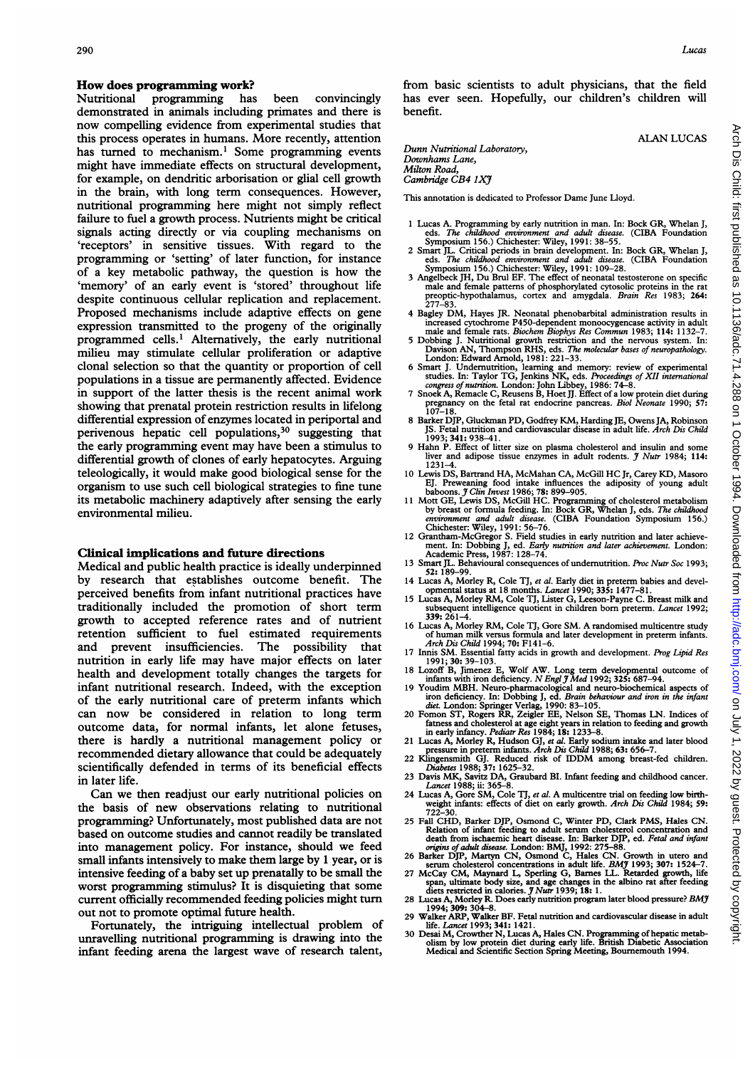## How does programming work?

Nutritional programming has been convincingly demonstrated in animals including primates and there is now compelling evidence from experimental studies that this process operates in humans. More recently, attention has turned to mechanism.[1] Some programming events might have immediate effects on structural development, for example, on dendritic arborisation or glial cell growth in the brain, with long term consequences. However, nutritional programming here might not simply reflect failure to fuel a growth process. Nutrients might be critical signals acting directly or via coupling mechanisms on 'receptors' in sensitive tissues. With regard to the programming or 'setting' of later function, for instance of a key metabolic pathway, the question is how the 'memory' of an early event is 'stored' throughout life despite continuous cellular replication and replacement. Proposed mechanisms include adaptive effects on gene expression transmitted to the progeny of the originally programmed cells.[1] Alternatively, the early nutritional milieu may stimulate cellular proliferation or adaptive clonal selection so that the quantity or proportion of cell populations in a tissue are permanently affected. Evidence in support of the latter thesis is the recent animal work showing that prenatal protein restriction results in lifelong differential expression of enzymes located in periportal and perivenous hepatic cell populations,[30] suggesting that the early programming event may have been a stimulus to differential growth of clones of early hepatocytes. Arguing teleologically, it would make good biological sense for the organism to use such cell biological strategies to fine tune its metabolic machinery adaptively after sensing the early environmental milieu.

## Clinical implications and future directions

Medical and public health practice is ideally underpinned by research that establishes outcome benefit. The perceived benefits from infant nutritional practices have traditionally included the promotion of short term growth to accepted reference rates and of nutrient retention sufficient to fuel estimated requirements and prevent insufficiencies. The possibility that nutrition in early life may have major effects on later health and development totally changes the targets for infant nutritional research. Indeed, with the exception of the early nutritional care of preterm infants which can now be considered in relation to long term outcome data, for normal infants, let alone fetuses, there is hardly a nutritional management policy or recommended dietary allowance that could be adequately scientifically defended in terms of its beneficial effects in later life.

Can we then readjust our early nutritional policies on the basis of new observations relating to nutritional programming? Unfortunately, most published data are not based on outcome studies and cannot readily be translated into management policy. For instance, should we feed small infants intensively to make them large by 1 year, or is intensive feeding of a baby set up prenatally to be small the worst programming stimulus? It is disquieting that some current officially recommended feeding policies might turn out not to promote optimal future health.

Fortunately, the intriguing intellectual problem of unravelling nutritional programming is drawing into the infant feeding arena the largest wave of research talent, from basic scientists to adult physicians, that the field has ever seen. Hopefully, our children's children will benefit.

ALAN LUCAS

*Dunn Nutritional Laboratory,*
*Downhams Lane,*
*Milton Road,*
*Cambridge CB4 1XJ*

This annotation is dedicated to Professor Dame June Lloyd.

1 Lucas A. Programming by early nutrition in man. In: Bock GR, Whelan J, eds. *The childhood environment and adult disease.* (CIBA Foundation Symposium 156.) Chichester: Wiley, 1991: 38–55.
2 Smart JL. Critical periods in brain development. In: Bock GR, Whelan J, eds. *The childhood environment and adult disease.* (CIBA Foundation Symposium 156.) Chichester: Wiley, 1991: 109–28.
3 Angelbeck JH, Du Brul EF. The effect of neonatal testosterone on specific male and female patterns of phosphorylated cytosolic proteins in the rat preoptic-hypothalamus, cortex and amygdala. *Brain Res* 1983; **264:** 277–83.
4 Bagley DM, Hayes JR. Neonatal phenobarbital administration results in increased cytochrome P450-dependent monooxygenase activity in adult male and female rats. *Biochem Biophys Res Commun* 1983; **114:** 1132–7.
5 Dobbing J. Nutritional growth restriction and the nervous system. In: Davison AN, Thompson RHS, eds. *The molecular bases of neuropathology.* London: Edward Arnold, 1981: 221–33.
6 Smart J. Undernutrition, learning and memory: review of experimental studies. In: Taylor TG, Jenkins NK, eds. *Proceedings of XII international congress of nutrition.* London: John Libbey, 1986: 74–8.
7 Snoek A, Remacle C, Reusens B, Hoet JJ. Effect of a low protein diet during pregnancy on the fetal rat endocrine pancreas. *Biol Neonate* 1990; **57:** 107–18.
8 Barker DJP, Gluckman PD, Godfrey KM, Harding JE, Owens JA, Robinson JS. Fetal nutrition and cardiovascular disease in adult life. *Arch Dis Child* 1993; **341:** 938–41.
9 Hahn P. Effect of litter size on plasma cholesterol and insulin and some liver and adipose tissue enzymes in adult rodents. *J Nutr* 1984; **114:** 1231–4.
10 Lewis DS, Bartrand HA, McMahan CA, McGill HC Jr, Carey KD, Masoro EJ. Preweaning food intake influences the adiposity of young adult baboons. *J Clin Invest* 1986; **78:** 899–905.
11 Mott GE, Lewis DS, McGill HC. Programming of cholesterol metabolism by breast or formula feeding. In: Bock GR, Whelan J, eds. *The childhood environment and adult disease.* (CIBA Foundation Symposium 156.) Chichester: Wiley, 1991: 56–76.
12 Grantham-McGregor S. Field studies in early nutrition and later achievement. In: Dobbing J, ed. *Early nutrition and later achievement.* London: Academic Press, 1987: 128–74.
13 Smart JL. Behavioural consequences of undernutrition. *Proc Nutr Soc* 1993; **52:** 189–99.
14 Lucas A, Morley R, Cole TJ, *et al.* Early diet in preterm babies and developmental status at 18 months. *Lancet* 1990; **335:** 1477–81.
15 Lucas A, Morley RM, Cole TJ, Lister G, Leeson-Payne C. Breast milk and subsequent intelligence quotient in children born preterm. *Lancet* 1992; **339:** 261–4.
16 Lucas A, Morley RM, Cole TJ, Gore SM. A randomised multicentre study of human milk versus formula and later development in preterm infants. *Arch Dis Child* 1994; **70:** F141–6.
17 Innis SM. Essential fatty acids in growth and development. *Prog Lipid Res* 1991; **30:** 39–103.
18 Lozoff B, Jimenez E, Wolf AW. Long term developmental outcome of infants with iron deficiency. *N Engl J Med* 1992; **325:** 687–94.
19 Youdim MBH. Neuro-pharmacological and neuro-biochemical aspects of iron deficiency. In: Dobbing J, ed. *Brain behaviour and iron in the infant diet.* London: Springer Verlag, 1990: 83–105.
20 Fomon ST, Rogers RR, Zeigler EE, Nelson SE, Thomas LN. Indices of fatness and cholesterol at age eight years in relation to feeding and growth in early infancy. *Pediatr Res* 1984; **18:** 1233–8.
21 Lucas A, Morley R, Hudson GJ, *et al.* Early sodium intake and later blood pressure in preterm infants. *Arch Dis Child* 1988; **63:** 656–7.
22 Klingensmith GJ. Reduced risk of IDDM among breast-fed children. *Diabetes* 1988; **37:** 1625–32.
23 Davis MK, Savitz DA, Graubard BI. Infant feeding and childhood cancer. *Lancet* 1988; **ii:** 365–8.
24 Lucas A, Gore SM, Cole TJ, *et al.* A multicentre trial on feeding low birthweight infants: effects of diet on early growth. *Arch Dis Child* 1984; **59:** 722–30.
25 Fall CHD, Barker DJP, Osmond C, Winter PD, Clark PMS, Hales CN. Relation of infant feeding to adult serum cholesterol concentration and death from ischaemic heart disease. In: Barker DJP, ed. *Fetal and infant origins of adult disease.* London: BMJ, 1992: 275–88.
26 Barker DJP, Martyn CN, Osmond C, Hales CN. Growth in utero and serum cholesterol concentrations in adult life. *BMJ* 1993; **307:** 1524–7.
27 McCay CM, Maynard L, Sperling G, Barnes LL. Retarded growth, life span, ultimate body size, and age changes in the albino rat after feeding diets restricted in calories. *J Nutr* 1939; **18:** 1.
28 Lucas A, Morley R. Does early nutrition program later blood pressure? *BMJ* 1994; **309:** 304–8.
29 Walker ARP, Walker BF. Fetal nutrition and cardiovascular disease in adult life. *Lancet* 1993; **341:** 1421.
30 Desai M, Crowther N, Lucas A, Hales CN. Programming of hepatic metabolism by low protein diet during early life. British Diabetic Association Medical and Scientific Section Spring Meeting, Bournemouth 1994.